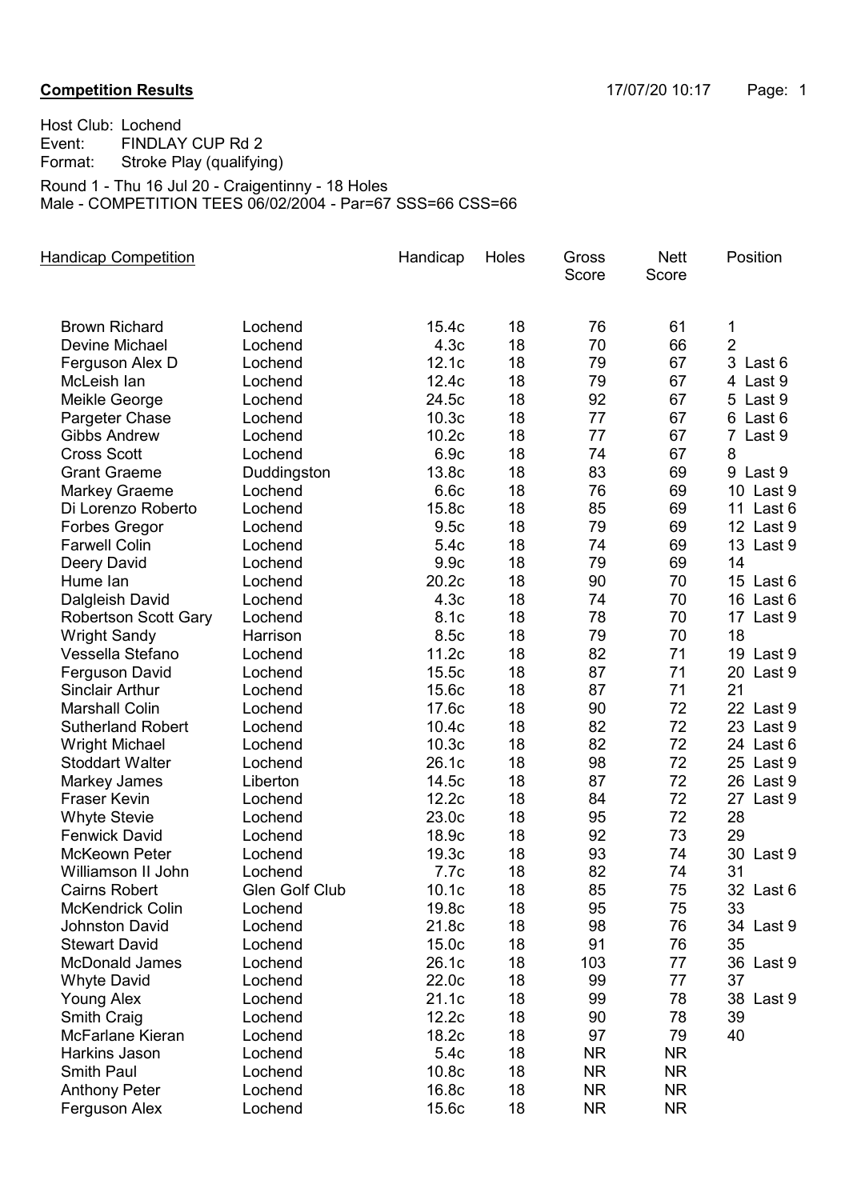**Competition Results** 17/07/20 10:17

Host Club: Lochend
Event: FINDLAY CUP Rd 2
Format: Stroke Play (qualifying)

Round 1 - Thu 16 Jul 20 - Craigentinny - 18 Holes
Male - COMPETITION TEES 06/02/2004 - Par=67 SSS=66 CSS=66

| Handicap Competition | | Handicap | Holes | Gross Score | Nett Score | Position |
|---|---|---|---|---|---|---|
| Brown Richard | Lochend | 15.4c | 18 | 76 | 61 | 1 |
| Devine Michael | Lochend | 4.3c | 18 | 70 | 66 | 2 |
| Ferguson Alex D | Lochend | 12.1c | 18 | 79 | 67 | 3 Last 6 |
| McLeish Ian | Lochend | 12.4c | 18 | 79 | 67 | 4 Last 9 |
| Meikle George | Lochend | 24.5c | 18 | 92 | 67 | 5 Last 9 |
| Pargeter Chase | Lochend | 10.3c | 18 | 77 | 67 | 6 Last 6 |
| Gibbs Andrew | Lochend | 10.2c | 18 | 77 | 67 | 7 Last 9 |
| Cross Scott | Lochend | 6.9c | 18 | 74 | 67 | 8 |
| Grant Graeme | Duddingston | 13.8c | 18 | 83 | 69 | 9 Last 9 |
| Markey Graeme | Lochend | 6.6c | 18 | 76 | 69 | 10 Last 9 |
| Di Lorenzo Roberto | Lochend | 15.8c | 18 | 85 | 69 | 11 Last 6 |
| Forbes Gregor | Lochend | 9.5c | 18 | 79 | 69 | 12 Last 9 |
| Farwell Colin | Lochend | 5.4c | 18 | 74 | 69 | 13 Last 9 |
| Deery David | Lochend | 9.9c | 18 | 79 | 69 | 14 |
| Hume Ian | Lochend | 20.2c | 18 | 90 | 70 | 15 Last 6 |
| Dalgleish David | Lochend | 4.3c | 18 | 74 | 70 | 16 Last 6 |
| Robertson Scott Gary | Lochend | 8.1c | 18 | 78 | 70 | 17 Last 9 |
| Wright Sandy | Harrison | 8.5c | 18 | 79 | 70 | 18 |
| Vessella Stefano | Lochend | 11.2c | 18 | 82 | 71 | 19 Last 9 |
| Ferguson David | Lochend | 15.5c | 18 | 87 | 71 | 20 Last 9 |
| Sinclair Arthur | Lochend | 15.6c | 18 | 87 | 71 | 21 |
| Marshall Colin | Lochend | 17.6c | 18 | 90 | 72 | 22 Last 9 |
| Sutherland Robert | Lochend | 10.4c | 18 | 82 | 72 | 23 Last 9 |
| Wright Michael | Lochend | 10.3c | 18 | 82 | 72 | 24 Last 6 |
| Stoddart Walter | Lochend | 26.1c | 18 | 98 | 72 | 25 Last 9 |
| Markey James | Liberton | 14.5c | 18 | 87 | 72 | 26 Last 9 |
| Fraser Kevin | Lochend | 12.2c | 18 | 84 | 72 | 27 Last 9 |
| Whyte Stevie | Lochend | 23.0c | 18 | 95 | 72 | 28 |
| Fenwick David | Lochend | 18.9c | 18 | 92 | 73 | 29 |
| McKeown Peter | Lochend | 19.3c | 18 | 93 | 74 | 30 Last 9 |
| Williamson II John | Lochend | 7.7c | 18 | 82 | 74 | 31 |
| Cairns Robert | Glen Golf Club | 10.1c | 18 | 85 | 75 | 32 Last 6 |
| McKendrick Colin | Lochend | 19.8c | 18 | 95 | 75 | 33 |
| Johnston David | Lochend | 21.8c | 18 | 98 | 76 | 34 Last 9 |
| Stewart David | Lochend | 15.0c | 18 | 91 | 76 | 35 |
| McDonald James | Lochend | 26.1c | 18 | 103 | 77 | 36 Last 9 |
| Whyte David | Lochend | 22.0c | 18 | 99 | 77 | 37 |
| Young Alex | Lochend | 21.1c | 18 | 99 | 78 | 38 Last 9 |
| Smith Craig | Lochend | 12.2c | 18 | 90 | 78 | 39 |
| McFarlane Kieran | Lochend | 18.2c | 18 | 97 | 79 | 40 |
| Harkins Jason | Lochend | 5.4c | 18 | NR | NR | |
| Smith Paul | Lochend | 10.8c | 18 | NR | NR | |
| Anthony Peter | Lochend | 16.8c | 18 | NR | NR | |
| Ferguson Alex | Lochend | 15.6c | 18 | NR | NR | |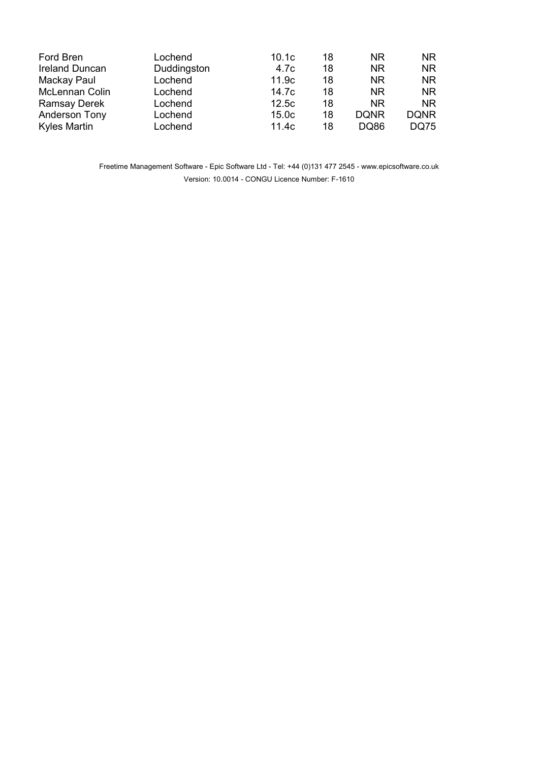| | | | | | |
|---|---|---|---|---|---|
| Ford Bren | Lochend | 10.1c | 18 | NR | NR |
| Ireland Duncan | Duddingston | 4.7c | 18 | NR | NR |
| Mackay Paul | Lochend | 11.9c | 18 | NR | NR |
| McLennan Colin | Lochend | 14.7c | 18 | NR | NR |
| Ramsay Derek | Lochend | 12.5c | 18 | NR | NR |
| Anderson Tony | Lochend | 15.0c | 18 | DQNR | DQNR |
| Kyles Martin | Lochend | 11.4c | 18 | DQ86 | DQ75 |

Freetime Management Software - Epic Software Ltd - Tel: +44 (0)131 477 2545 - www.epicsoftware.co.uk

Version: 10.0014 - CONGU Licence Number: F-1610